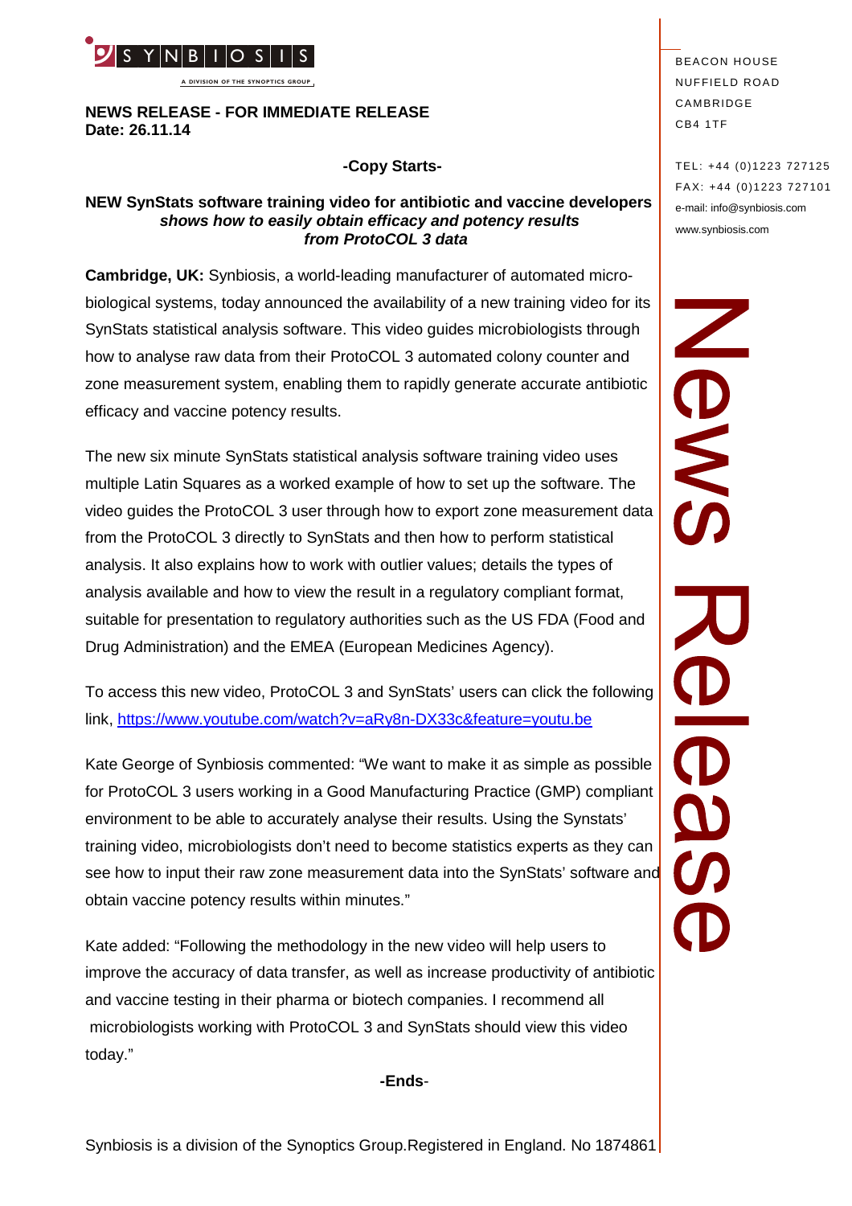SYNBIOSIS

A DIVISION OF THE SYNOPTICS GROUP

BEACON HOUSE
NUFFIELD ROAD
CAMBRIDGE
CB4 1TF

TEL: +44 (0)1223 727125
FAX: +44 (0)1223 727101
e-mail: info@synbiosis.com
www.synbiosis.com

News Release

**NEWS RELEASE - FOR IMMEDIATE RELEASE**
**Date: 26.11.14**

**-Copy Starts-**

**NEW SynStats software training video for antibiotic and vaccine developers *shows how to easily obtain efficacy and potency results from ProtoCOL 3 data***

**Cambridge, UK:** Synbiosis, a world-leading manufacturer of automated micro-biological systems, today announced the availability of a new training video for its SynStats statistical analysis software. This video guides microbiologists through how to analyse raw data from their ProtoCOL 3 automated colony counter and zone measurement system, enabling them to rapidly generate accurate antibiotic efficacy and vaccine potency results.

The new six minute SynStats statistical analysis software training video uses multiple Latin Squares as a worked example of how to set up the software. The video guides the ProtoCOL 3 user through how to export zone measurement data from the ProtoCOL 3 directly to SynStats and then how to perform statistical analysis. It also explains how to work with outlier values; details the types of analysis available and how to view the result in a regulatory compliant format, suitable for presentation to regulatory authorities such as the US FDA (Food and Drug Administration) and the EMEA (European Medicines Agency).

To access this new video, ProtoCOL 3 and SynStats' users can click the following link, https://www.youtube.com/watch?v=aRy8n-DX33c&feature=youtu.be

Kate George of Synbiosis commented: "We want to make it as simple as possible for ProtoCOL 3 users working in a Good Manufacturing Practice (GMP) compliant environment to be able to accurately analyse their results. Using the Synstats' training video, microbiologists don't need to become statistics experts as they can see how to input their raw zone measurement data into the SynStats' software and obtain vaccine potency results within minutes."

Kate added: "Following the methodology in the new video will help users to improve the accuracy of data transfer, as well as increase productivity of antibiotic and vaccine testing in their pharma or biotech companies. I recommend all microbiologists working with ProtoCOL 3 and SynStats should view this video today."

**-Ends-**

Synbiosis is a division of the Synoptics Group.Registered in England. No 1874861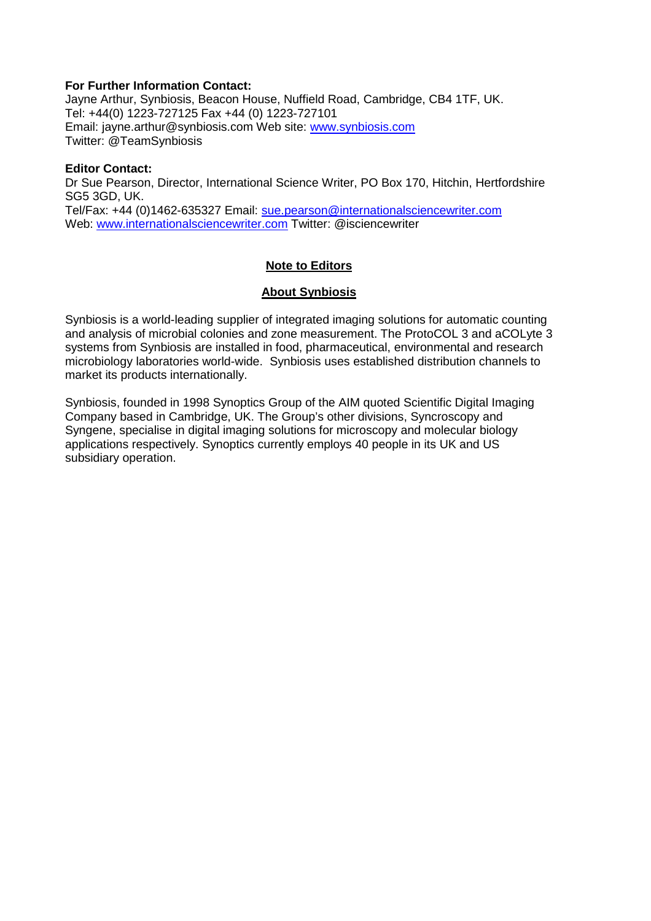**For Further Information Contact:**
Jayne Arthur, Synbiosis, Beacon House, Nuffield Road, Cambridge, CB4 1TF, UK.
Tel: +44(0) 1223-727125 Fax +44 (0) 1223-727101
Email: jayne.arthur@synbiosis.com Web site: www.synbiosis.com
Twitter: @TeamSynbiosis

**Editor Contact:**
Dr Sue Pearson, Director, International Science Writer, PO Box 170, Hitchin, Hertfordshire SG5 3GD, UK.
Tel/Fax: +44 (0)1462-635327 Email: sue.pearson@internationalsciencewriter.com
Web: www.internationalsciencewriter.com Twitter: @isciencewriter

## Note to Editors

### About Synbiosis

Synbiosis is a world-leading supplier of integrated imaging solutions for automatic counting and analysis of microbial colonies and zone measurement. The ProtoCOL 3 and aCOLyte 3 systems from Synbiosis are installed in food, pharmaceutical, environmental and research microbiology laboratories world-wide. Synbiosis uses established distribution channels to market its products internationally.

Synbiosis, founded in 1998 Synoptics Group of the AIM quoted Scientific Digital Imaging Company based in Cambridge, UK. The Group's other divisions, Syncroscopy and Syngene, specialise in digital imaging solutions for microscopy and molecular biology applications respectively. Synoptics currently employs 40 people in its UK and US subsidiary operation.